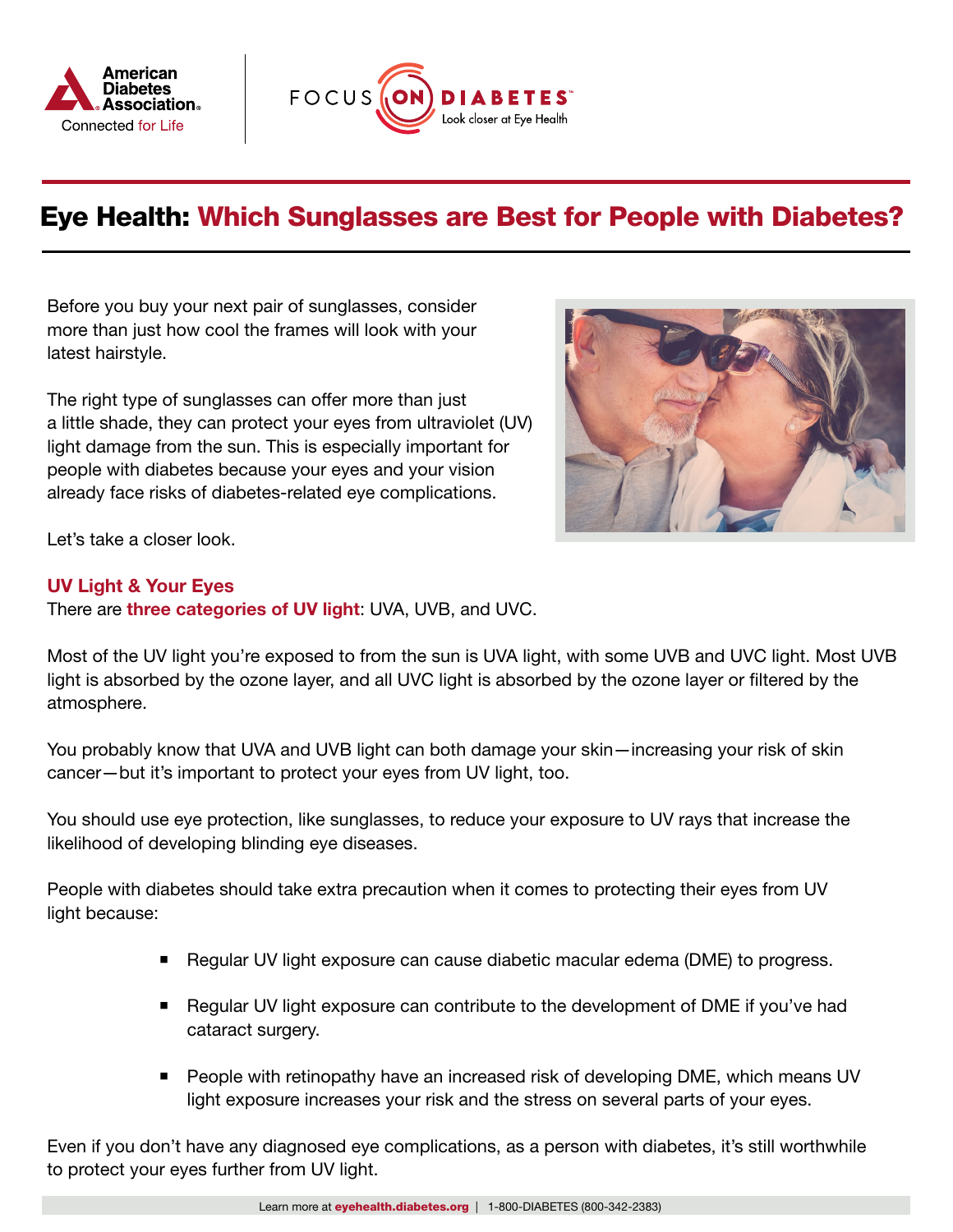# Eye Health: Which Sunglasses are Best for People with Diabetes?

Before you buy your next pair of sunglasses, consider more than just how cool the frames will look with your latest hairstyle.

The right type of sunglasses can offer more than just a little shade, they can protect your eyes from ultraviolet (UV) light damage from the sun. This is especially important for people with diabetes because your eyes and your vision already face risks of diabetes-related eye complications.

Let's take a closer look.

## UV Light & Your Eyes

There are **three categories of UV light**: UVA, UVB, and UVC.

Most of the UV light you're exposed to from the sun is UVA light, with some UVB and UVC light. Most UVB light is absorbed by the ozone layer, and all UVC light is absorbed by the ozone layer or filtered by the atmosphere.

You probably know that UVA and UVB light can both damage your skin—increasing your risk of skin cancer—but it's important to protect your eyes from UV light, too.

You should use eye protection, like sunglasses, to reduce your exposure to UV rays that increase the likelihood of developing blinding eye diseases.

People with diabetes should take extra precaution when it comes to protecting their eyes from UV light because:

- Regular UV light exposure can cause diabetic macular edema (DME) to progress.
- Regular UV light exposure can contribute to the development of DME if you've had cataract surgery.
- People with retinopathy have an increased risk of developing DME, which means UV light exposure increases your risk and the stress on several parts of your eyes.

Even if you don't have any diagnosed eye complications, as a person with diabetes, it's still worthwhile to protect your eyes further from UV light.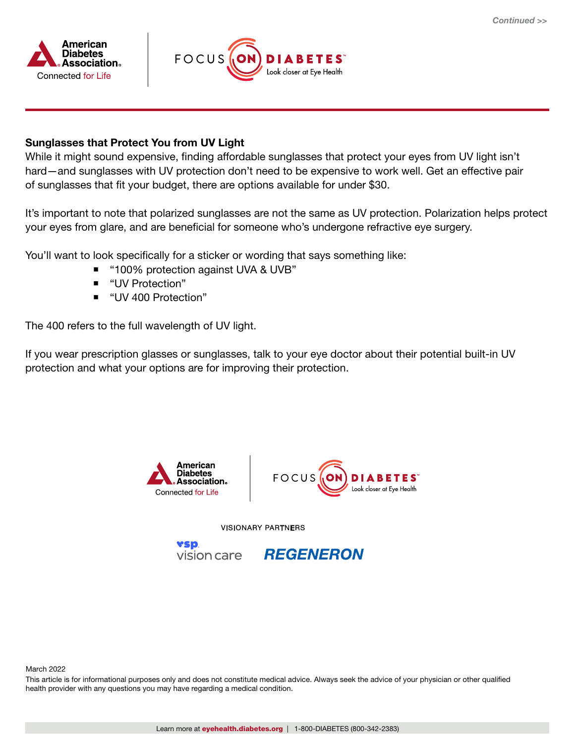### Sunglasses that Protect You from UV Light

While it might sound expensive, finding affordable sunglasses that protect your eyes from UV light isn't hard—and sunglasses with UV protection don't need to be expensive to work well. Get an effective pair of sunglasses that fit your budget, there are options available for under $30.

It's important to note that polarized sunglasses are not the same as UV protection. Polarization helps protect your eyes from glare, and are beneficial for someone who's undergone refractive eye surgery.

You'll want to look specifically for a sticker or wording that says something like:

- "100% protection against UVA & UVB"
- "UV Protection"
- "UV 400 Protection"

The 400 refers to the full wavelength of UV light.

If you wear prescription glasses or sunglasses, talk to your eye doctor about their potential built-in UV protection and what your options are for improving their protection.

American Diabetes Association. Connected for Life | FOCUS ON DIABETES Look closer at Eye Health

VISIONARY PARTNERS

vsp. vision care   REGENERON

March 2022

This article is for informational purposes only and does not constitute medical advice. Always seek the advice of your physician or other qualified health provider with any questions you may have regarding a medical condition.

Learn more at **eyehealth.diabetes.org** | 1-800-DIABETES (800-342-2383)